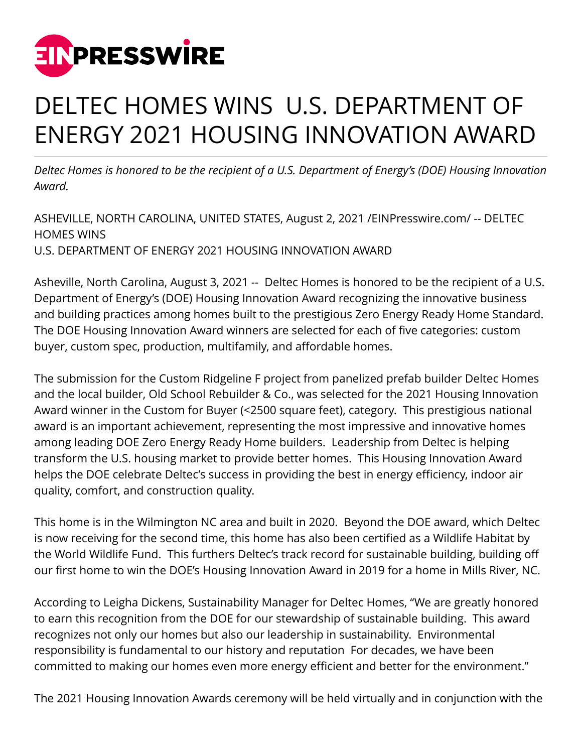# DELTEC HOMES WINS U.S. DEPARTMENT OF ENERGY 2021 HOUSING INNOVATION AWARD

*Deltec Homes is honored to be the recipient of a U.S. Department of Energy's (DOE) Housing Innovation Award.*

ASHEVILLE, NORTH CAROLINA, UNITED STATES, August 2, 2021 /EINPresswire.com/ -- DELTEC HOMES WINS
U.S. DEPARTMENT OF ENERGY 2021 HOUSING INNOVATION AWARD

Asheville, North Carolina, August 3, 2021 -- Deltec Homes is honored to be the recipient of a U.S. Department of Energy's (DOE) Housing Innovation Award recognizing the innovative business and building practices among homes built to the prestigious Zero Energy Ready Home Standard. The DOE Housing Innovation Award winners are selected for each of five categories: custom buyer, custom spec, production, multifamily, and affordable homes.

The submission for the Custom Ridgeline F project from panelized prefab builder Deltec Homes and the local builder, Old School Rebuilder & Co., was selected for the 2021 Housing Innovation Award winner in the Custom for Buyer (<2500 square feet), category. This prestigious national award is an important achievement, representing the most impressive and innovative homes among leading DOE Zero Energy Ready Home builders. Leadership from Deltec is helping transform the U.S. housing market to provide better homes. This Housing Innovation Award helps the DOE celebrate Deltec's success in providing the best in energy efficiency, indoor air quality, comfort, and construction quality.

This home is in the Wilmington NC area and built in 2020. Beyond the DOE award, which Deltec is now receiving for the second time, this home has also been certified as a Wildlife Habitat by the World Wildlife Fund. This furthers Deltec's track record for sustainable building, building off our first home to win the DOE's Housing Innovation Award in 2019 for a home in Mills River, NC.

According to Leigha Dickens, Sustainability Manager for Deltec Homes, "We are greatly honored to earn this recognition from the DOE for our stewardship of sustainable building. This award recognizes not only our homes but also our leadership in sustainability. Environmental responsibility is fundamental to our history and reputation For decades, we have been committed to making our homes even more energy efficient and better for the environment."

The 2021 Housing Innovation Awards ceremony will be held virtually and in conjunction with the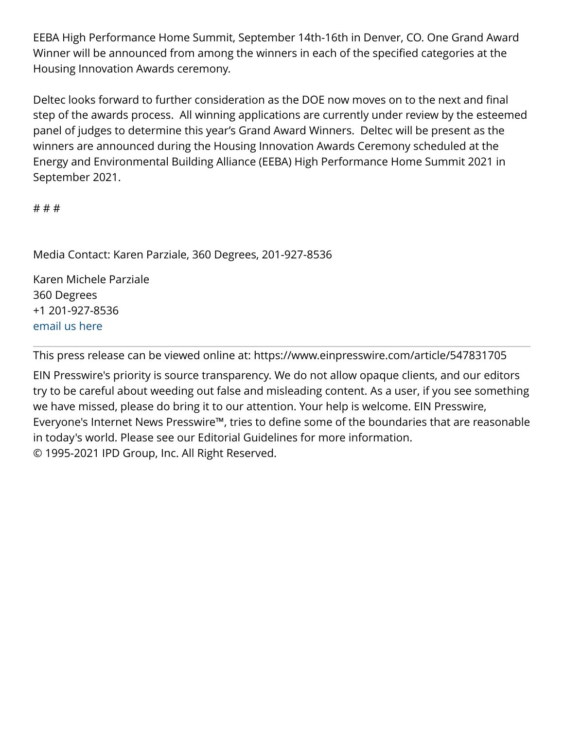EEBA High Performance Home Summit, September 14th-16th in Denver, CO. One Grand Award Winner will be announced from among the winners in each of the specified categories at the Housing Innovation Awards ceremony.

Deltec looks forward to further consideration as the DOE now moves on to the next and final step of the awards process. All winning applications are currently under review by the esteemed panel of judges to determine this year's Grand Award Winners. Deltec will be present as the winners are announced during the Housing Innovation Awards Ceremony scheduled at the Energy and Environmental Building Alliance (EEBA) High Performance Home Summit 2021 in September 2021.

# # #

Media Contact: Karen Parziale, 360 Degrees, 201-927-8536

Karen Michele Parziale
360 Degrees
+1 201-927-8536
email us here

---

This press release can be viewed online at: https://www.einpresswire.com/article/547831705

EIN Presswire's priority is source transparency. We do not allow opaque clients, and our editors try to be careful about weeding out false and misleading content. As a user, if you see something we have missed, please do bring it to our attention. Your help is welcome. EIN Presswire, Everyone's Internet News Presswire™, tries to define some of the boundaries that are reasonable in today's world. Please see our Editorial Guidelines for more information.
© 1995-2021 IPD Group, Inc. All Right Reserved.